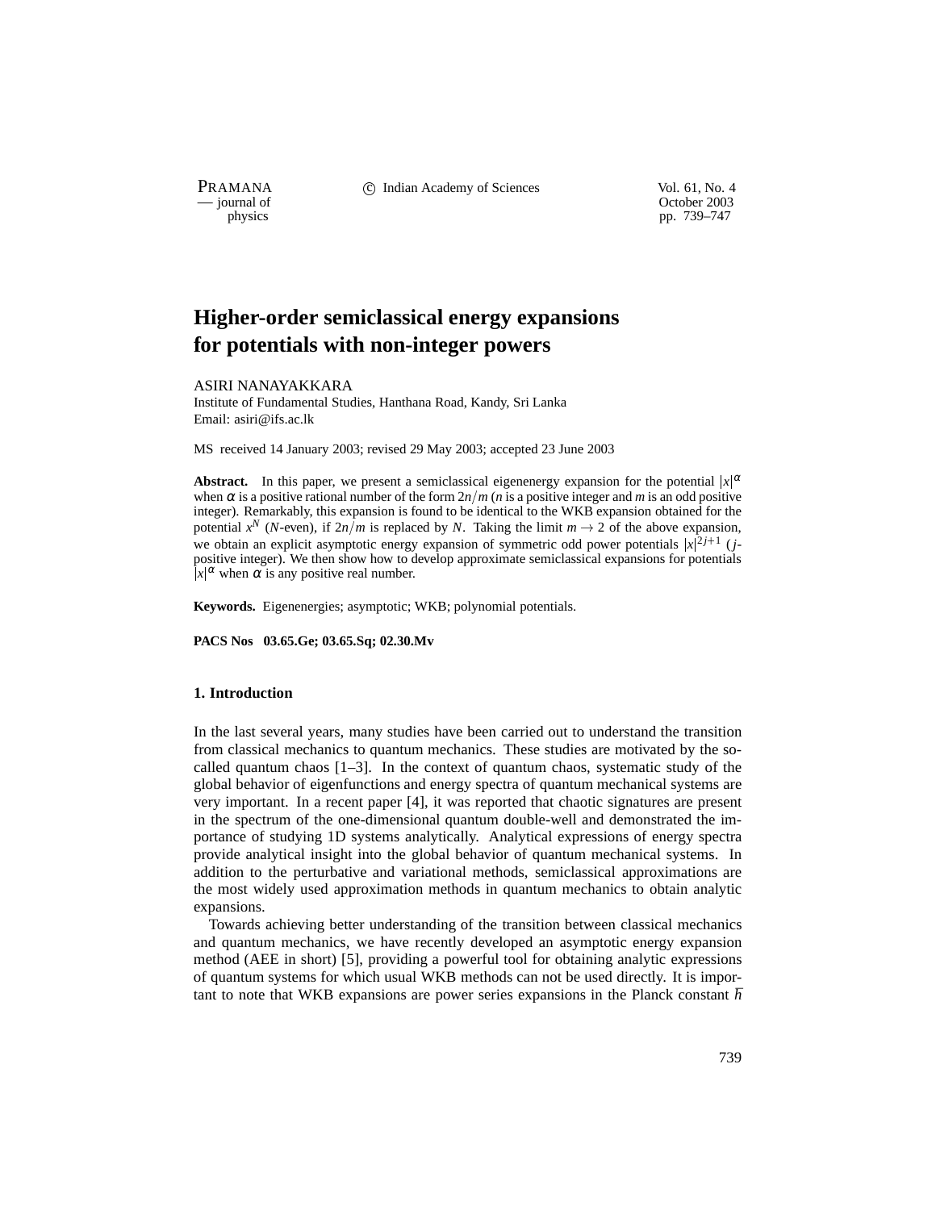# Higher-order semiclassical energy expansions for potentials with non-integer powers

ASIRI NANAYAKKARA

Institute of Fundamental Studies, Hanthana Road, Kandy, Sri Lanka

Email: asiri@ifs.ac.lk

MS received 14 January 2003; revised 29 May 2003; accepted 23 June 2003

**Abstract.** In this paper, we present a semiclassical eigenenergy expansion for the potential $|x|^\alpha$ when $\alpha$ is a positive rational number of the form $2n/m$ ($n$ is a positive integer and $m$ is an odd positive integer). Remarkably, this expansion is found to be identical to the WKB expansion obtained for the potential $x^N$ ($N$-even), if $2n/m$ is replaced by $N$. Taking the limit $m \to 2$ of the above expansion, we obtain an explicit asymptotic energy expansion of symmetric odd power potentials $|x|^{2j+1}$ ($j$-positive integer). We then show how to develop approximate semiclassical expansions for potentials $|x|^\alpha$ when $\alpha$ is any positive real number.

**Keywords.** Eigenenergies; asymptotic; WKB; polynomial potentials.

**PACS Nos 03.65.Ge; 03.65.Sq; 02.30.Mv**

## 1. Introduction

In the last several years, many studies have been carried out to understand the transition from classical mechanics to quantum mechanics. These studies are motivated by the so-called quantum chaos [1–3]. In the context of quantum chaos, systematic study of the global behavior of eigenfunctions and energy spectra of quantum mechanical systems are very important. In a recent paper [4], it was reported that chaotic signatures are present in the spectrum of the one-dimensional quantum double-well and demonstrated the importance of studying 1D systems analytically. Analytical expressions of energy spectra provide analytical insight into the global behavior of quantum mechanical systems. In addition to the perturbative and variational methods, semiclassical approximations are the most widely used approximation methods in quantum mechanics to obtain analytic expansions.

Towards achieving better understanding of the transition between classical mechanics and quantum mechanics, we have recently developed an asymptotic energy expansion method (AEE in short) [5], providing a powerful tool for obtaining analytic expressions of quantum systems for which usual WKB methods can not be used directly. It is important to note that WKB expansions are power series expansions in the Planck constant $\hbar$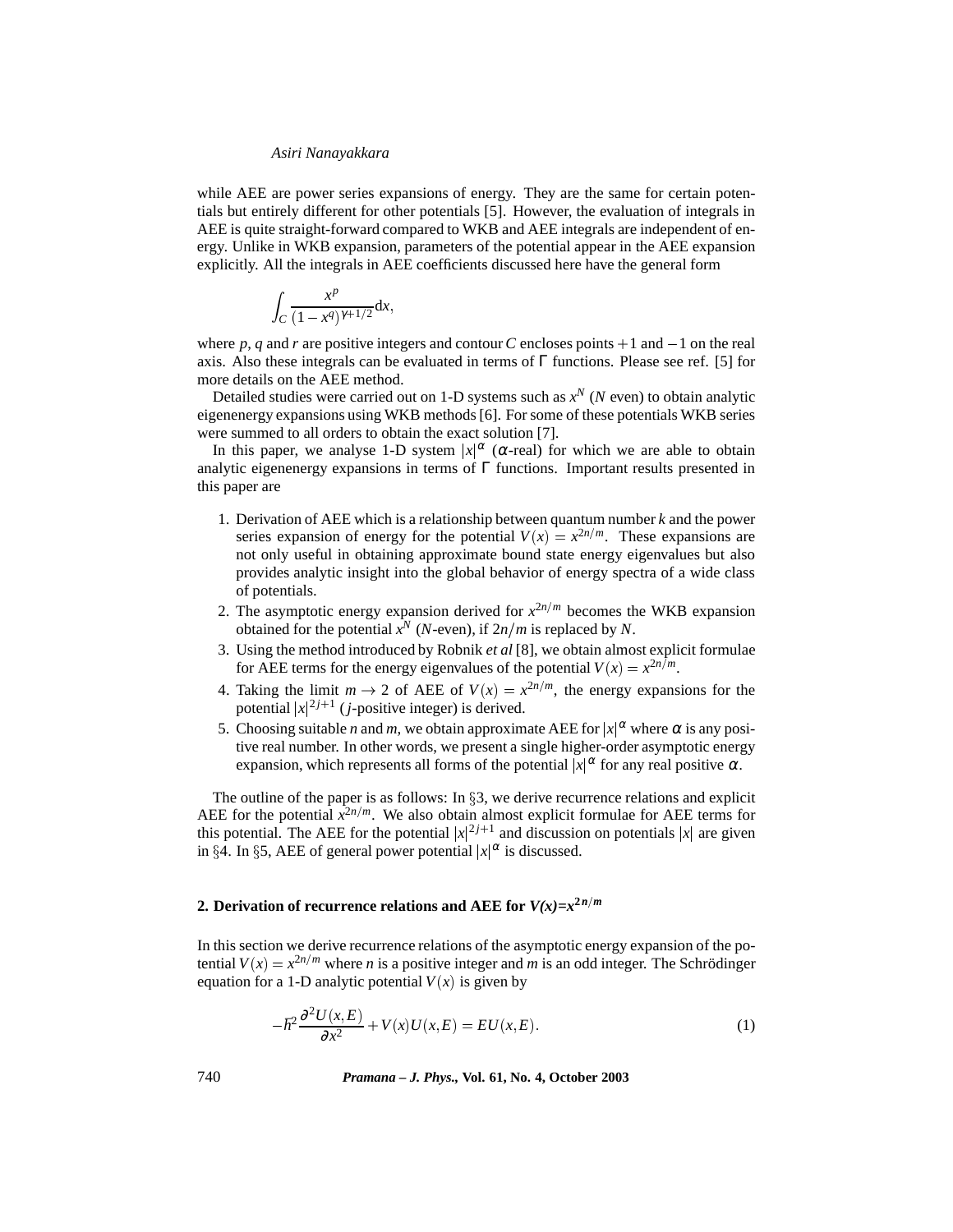while AEE are power series expansions of energy. They are the same for certain potentials but entirely different for other potentials [5]. However, the evaluation of integrals in AEE is quite straight-forward compared to WKB and AEE integrals are independent of energy. Unlike in WKB expansion, parameters of the potential appear in the AEE expansion explicitly. All the integrals in AEE coefficients discussed here have the general form

$$\int_C \frac{x^p}{(1-x^q)^{r+1/2}}\mathrm{d}x,$$

where $p$, $q$ and $r$ are positive integers and contour $C$ encloses points $+1$ and $-1$ on the real axis. Also these integrals can be evaluated in terms of $\Gamma$ functions. Please see ref. [5] for more details on the AEE method.

Detailed studies were carried out on 1-D systems such as $x^N$ ($N$ even) to obtain analytic eigenenergy expansions using WKB methods [6]. For some of these potentials WKB series were summed to all orders to obtain the exact solution [7].

In this paper, we analyse 1-D system $|x|^\alpha$ ($\alpha$-real) for which we are able to obtain analytic eigenenergy expansions in terms of $\Gamma$ functions. Important results presented in this paper are

1. Derivation of AEE which is a relationship between quantum number $k$ and the power series expansion of energy for the potential $V(x) = x^{2n/m}$. These expansions are not only useful in obtaining approximate bound state energy eigenvalues but also provides analytic insight into the global behavior of energy spectra of a wide class of potentials.
2. The asymptotic energy expansion derived for $x^{2n/m}$ becomes the WKB expansion obtained for the potential $x^N$ ($N$-even), if $2n/m$ is replaced by $N$.
3. Using the method introduced by Robnik *et al* [8], we obtain almost explicit formulae for AEE terms for the energy eigenvalues of the potential $V(x) = x^{2n/m}$.
4. Taking the limit $m \to 2$ of AEE of $V(x) = x^{2n/m}$, the energy expansions for the potential $|x|^{2j+1}$ ($j$-positive integer) is derived.
5. Choosing suitable $n$ and $m$, we obtain approximate AEE for $|x|^\alpha$ where $\alpha$ is any positive real number. In other words, we present a single higher-order asymptotic energy expansion, which represents all forms of the potential $|x|^\alpha$ for any real positive $\alpha$.

The outline of the paper is as follows: In §3, we derive recurrence relations and explicit AEE for the potential $x^{2n/m}$. We also obtain almost explicit formulae for AEE terms for this potential. The AEE for the potential $|x|^{2j+1}$ and discussion on potentials $|x|$ are given in §4. In §5, AEE of general power potential $|x|^\alpha$ is discussed.

## 2. Derivation of recurrence relations and AEE for $V(x)=x^{2n/m}$

In this section we derive recurrence relations of the asymptotic energy expansion of the potential $V(x) = x^{2n/m}$ where $n$ is a positive integer and $m$ is an odd integer. The Schrödinger equation for a 1-D analytic potential $V(x)$ is given by

$$-\hbar^2 \frac{\partial^2 U(x,E)}{\partial x^2} + V(x)U(x,E) = EU(x,E). \tag{1}$$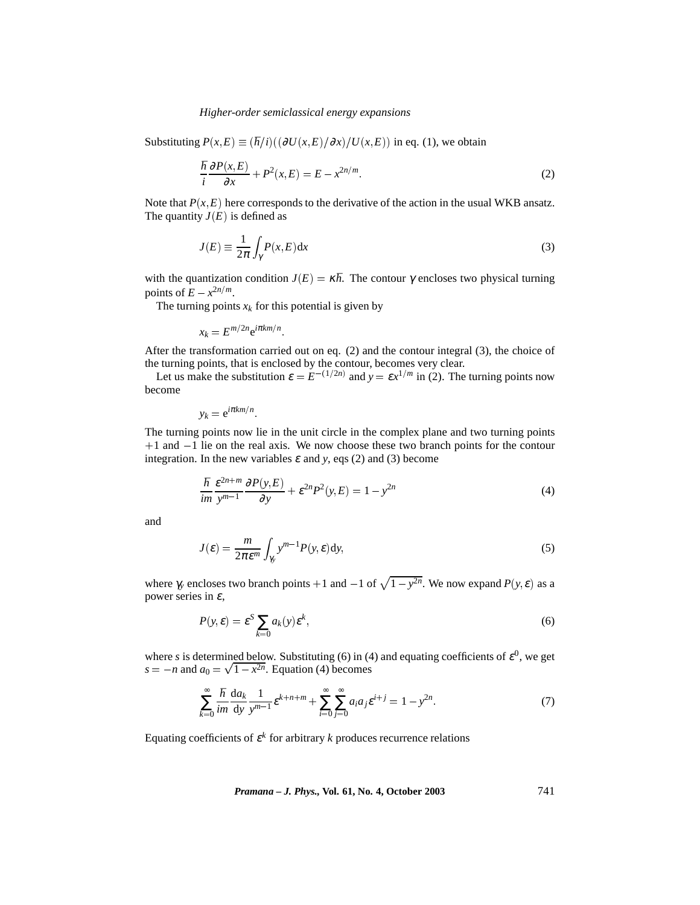Substituting $P(x,E) \equiv (\hbar/i)((\partial U(x,E)/\partial x)/U(x,E))$ in eq. (1), we obtain

$$\frac{\hbar}{i}\frac{\partial P(x,E)}{\partial x} + P^2(x,E) = E - x^{2n/m}. \tag{2}$$

Note that $P(x,E)$ here corresponds to the derivative of the action in the usual WKB ansatz. The quantity $J(E)$ is defined as

$$J(E) \equiv \frac{1}{2\pi}\int_{\gamma} P(x,E)\mathrm{d}x \tag{3}$$

with the quantization condition $J(E) = \kappa\hbar$. The contour $\gamma$ encloses two physical turning points of $E - x^{2n/m}$.

The turning points $x_k$ for this potential is given by

$$x_k = E^{m/2n}\mathrm{e}^{i\pi km/n}.$$

After the transformation carried out on eq. (2) and the contour integral (3), the choice of the turning points, that is enclosed by the contour, becomes very clear.

Let us make the substitution $\varepsilon = E^{-(1/2n)}$ and $y = \varepsilon x^{1/m}$ in (2). The turning points now become

$$y_k = \mathrm{e}^{i\pi km/n}.$$

The turning points now lie in the unit circle in the complex plane and two turning points $+1$ and $-1$ lie on the real axis. We now choose these two branch points for the contour integration. In the new variables $\varepsilon$ and $y$, eqs (2) and (3) become

$$\frac{\hbar}{im}\frac{\varepsilon^{2n+m}}{y^{m-1}}\frac{\partial P(y,E)}{\partial y} + \varepsilon^{2n}P^2(y,E) = 1 - y^{2n} \tag{4}$$

and

$$J(\varepsilon) = \frac{m}{2\pi\varepsilon^m}\int_{\gamma_y} y^{m-1}P(y,\varepsilon)\mathrm{d}y, \tag{5}$$

where $\gamma_y$ encloses two branch points $+1$ and $-1$ of $\sqrt{1-y^{2n}}$. We now expand $P(y,\varepsilon)$ as a power series in $\varepsilon$,

$$P(y,\varepsilon) = \varepsilon^S \sum_{k=0} a_k(y)\varepsilon^k, \tag{6}$$

where $s$ is determined below. Substituting (6) in (4) and equating coefficients of $\varepsilon^0$, we get $s = -n$ and $a_0 = \sqrt{1-x^{2n}}$. Equation (4) becomes

$$\sum_{k=0}^{\infty}\frac{\hbar}{im}\frac{\mathrm{d}a_k}{\mathrm{d}y}\frac{1}{y^{m-1}}\varepsilon^{k+n+m} + \sum_{i=0}^{\infty}\sum_{j=0}^{\infty}a_i a_j \varepsilon^{i+j} = 1 - y^{2n}. \tag{7}$$

Equating coefficients of $\varepsilon^k$ for arbitrary $k$ produces recurrence relations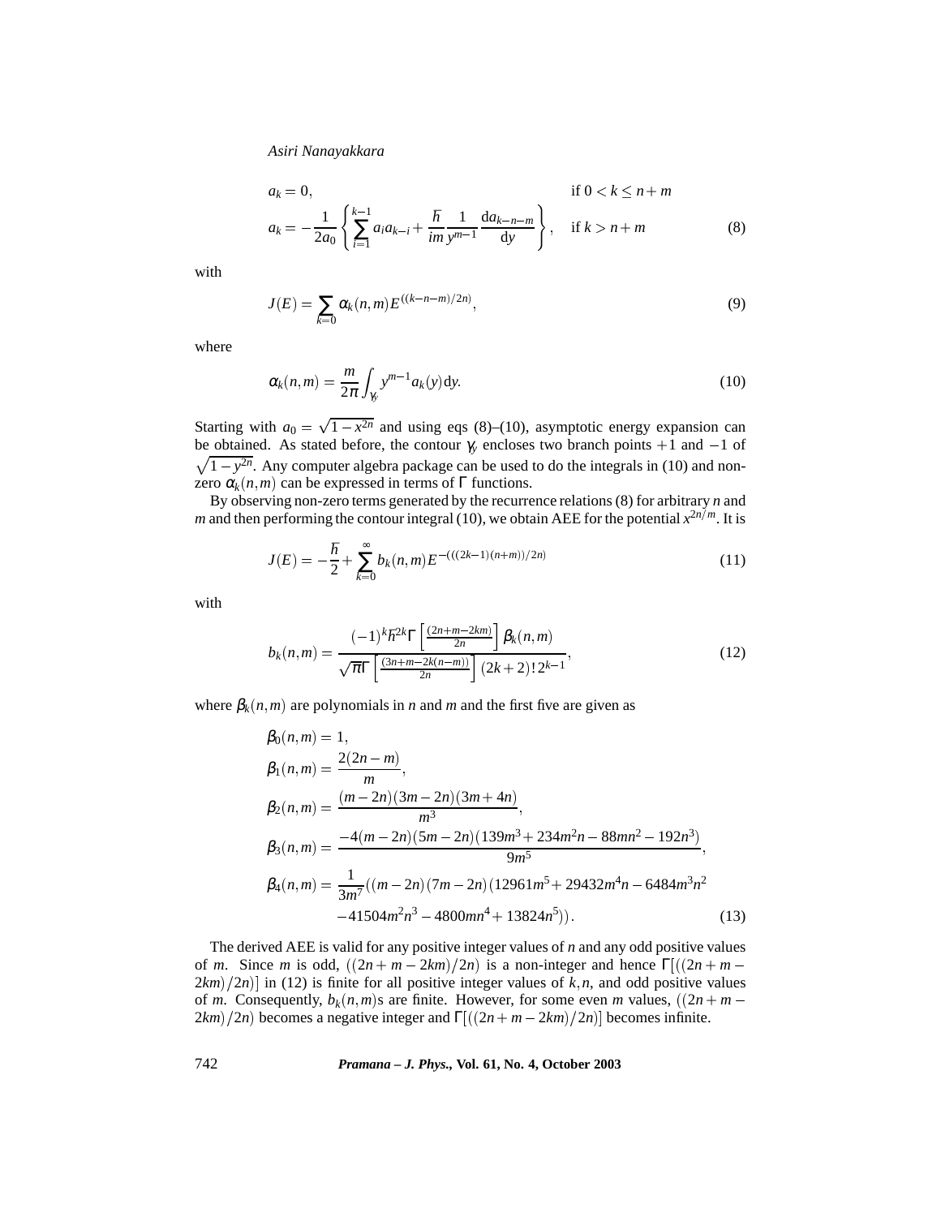$$
\begin{aligned}
a_k &= 0, && \text{if } 0 < k \leq n+m \\
a_k &= -\frac{1}{2a_0}\left\{\sum_{i=1}^{k-1} a_i a_{k-i} + \frac{\hbar}{im}\frac{1}{y^{m-1}}\frac{\mathrm{d}a_{k-n-m}}{\mathrm{d}y}\right\}, && \text{if } k > n+m
\end{aligned} \tag{8}
$$

with

$$
J(E) = \sum_{k=0} \alpha_k(n,m) E^{((k-n-m)/2n)}, \tag{9}
$$

where

$$
\alpha_k(n,m) = \frac{m}{2\pi}\int_{\gamma_y} y^{m-1} a_k(y)\mathrm{d}y. \tag{10}
$$

Starting with $a_0 = \sqrt{1-x^{2n}}$ and using eqs (8)–(10), asymptotic energy expansion can be obtained. As stated before, the contour $\gamma_y$ encloses two branch points $+1$ and $-1$ of $\sqrt{1-y^{2n}}$. Any computer algebra package can be used to do the integrals in (10) and non-zero $\alpha_k(n,m)$ can be expressed in terms of $\Gamma$ functions.

By observing non-zero terms generated by the recurrence relations (8) for arbitrary $n$ and $m$ and then performing the contour integral (10), we obtain AEE for the potential $x^{2n/m}$. It is

$$
J(E) = -\frac{\hbar}{2} + \sum_{k=0}^{\infty} b_k(n,m) E^{-(((2k-1)(n+m))/2n)} \tag{11}
$$

with

$$
b_k(n,m) = \frac{(-1)^k \hbar^{2k}\Gamma\left[\frac{(2n+m-2km)}{2n}\right]\beta_k(n,m)}{\sqrt{\pi}\Gamma\left[\frac{(3n+m-2k(n-m))}{2n}\right](2k+2)!\,2^{k-1}}, \tag{12}
$$

where $\beta_k(n,m)$ are polynomials in $n$ and $m$ and the first five are given as

$$
\begin{aligned}
\beta_0(n,m) &= 1, \\
\beta_1(n,m) &= \frac{2(2n-m)}{m}, \\
\beta_2(n,m) &= \frac{(m-2n)(3m-2n)(3m+4n)}{m^3}, \\
\beta_3(n,m) &= \frac{-4(m-2n)(5m-2n)(139m^3+234m^2n-88mn^2-192n^3)}{9m^5}, \\
\beta_4(n,m) &= \frac{1}{3m^7}((m-2n)(7m-2n)(12961m^5+29432m^4n-6484m^3n^2 \\
&\quad -41504m^2n^3-4800mn^4+13824n^5)).
\end{aligned} \tag{13}
$$

The derived AEE is valid for any positive integer values of $n$ and any odd positive values of $m$. Since $m$ is odd, $((2n+m-2km)/2n)$ is a non-integer and hence $\Gamma[((2n+m-2km)/2n)]$ in (12) is finite for all positive integer values of $k,n$, and odd positive values of $m$. Consequently, $b_k(n,m)$s are finite. However, for some even $m$ values, $((2n+m-2km)/2n)$ becomes a negative integer and $\Gamma[((2n+m-2km)/2n)]$ becomes infinite.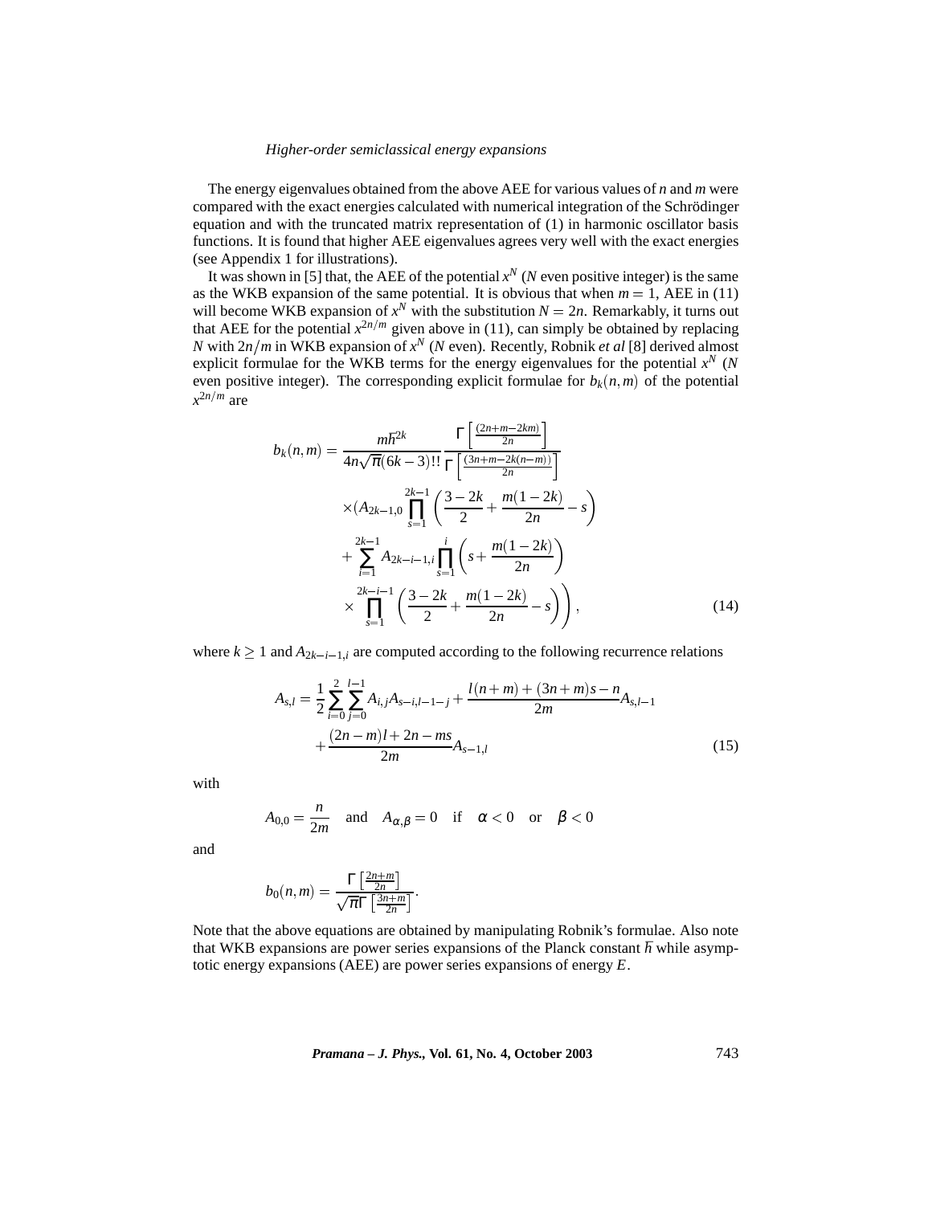The energy eigenvalues obtained from the above AEE for various values of $n$ and $m$ were compared with the exact energies calculated with numerical integration of the Schrödinger equation and with the truncated matrix representation of (1) in harmonic oscillator basis functions. It is found that higher AEE eigenvalues agrees very well with the exact energies (see Appendix 1 for illustrations).

It was shown in [5] that, the AEE of the potential $x^N$ ($N$ even positive integer) is the same as the WKB expansion of the same potential. It is obvious that when $m = 1$, AEE in (11) will become WKB expansion of $x^N$ with the substitution $N = 2n$. Remarkably, it turns out that AEE for the potential $x^{2n/m}$ given above in (11), can simply be obtained by replacing $N$ with $2n/m$ in WKB expansion of $x^N$ ($N$ even). Recently, Robnik *et al* [8] derived almost explicit formulae for the WKB terms for the energy eigenvalues for the potential $x^N$ ($N$ even positive integer). The corresponding explicit formulae for $b_k(n,m)$ of the potential $x^{2n/m}$ are

$$
\begin{aligned}
b_k(n,m) = {} & \frac{m\hbar^{2k}}{4n\sqrt{\pi}(6k-3)!!}\frac{\Gamma\left[\frac{(2n+m-2km)}{2n}\right]}{\Gamma\left[\frac{(3n+m-2k(n-m))}{2n}\right]} \\
& \times \left(A_{2k-1,0}\prod_{s=1}^{2k-1}\left(\frac{3-2k}{2}+\frac{m(1-2k)}{2n}-s\right)\right. \\
& + \sum_{i=1}^{2k-1}A_{2k-i-1,i}\prod_{s=1}^{i}\left(s+\frac{m(1-2k)}{2n}\right) \\
& \left.\times \prod_{s=1}^{2k-i-1}\left(\frac{3-2k}{2}+\frac{m(1-2k)}{2n}-s\right)\right),
\end{aligned}
\tag{14}
$$

where $k \geq 1$ and $A_{2k-i-1,i}$ are computed according to the following recurrence relations

$$
\begin{aligned}
A_{s,l} = {} & \frac{1}{2}\sum_{i=0}^{2}\sum_{j=0}^{l-1}A_{i,j}A_{s-i,l-1-j} + \frac{l(n+m)+(3n+m)s-n}{2m}A_{s,l-1} \\
& + \frac{(2n-m)l+2n-ms}{2m}A_{s-1,l}
\end{aligned}
\tag{15}
$$

with

$$
A_{0,0} = \frac{n}{2m} \quad \text{and} \quad A_{\alpha,\beta} = 0 \quad \text{if} \quad \alpha < 0 \quad \text{or} \quad \beta < 0
$$

and

$$
b_0(n,m) = \frac{\Gamma\left[\frac{2n+m}{2n}\right]}{\sqrt{\pi}\Gamma\left[\frac{3n+m}{2n}\right]}.
$$

Note that the above equations are obtained by manipulating Robnik's formulae. Also note that WKB expansions are power series expansions of the Planck constant $\hbar$ while asymptotic energy expansions (AEE) are power series expansions of energy $E$.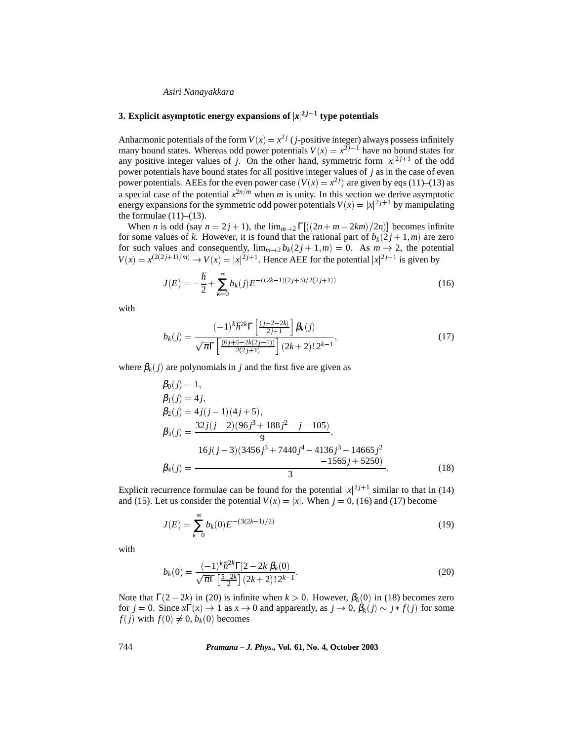## 3. Explicit asymptotic energy expansions of $|x|^{2j+1}$ type potentials

Anharmonic potentials of the form $V(x) = x^{2j}$ ($j$-positive integer) always possess infinitely many bound states. Whereas odd power potentials $V(x) = x^{2j+1}$ have no bound states for any positive integer values of $j$. On the other hand, symmetric form $|x|^{2j+1}$ of the odd power potentials have bound states for all positive integer values of $j$ as in the case of even power potentials. AEEs for the even power case $(V(x) = x^{2j})$ are given by eqs (11)–(13) as a special case of the potential $x^{2n/m}$ when $m$ is unity. In this section we derive asymptotic energy expansions for the symmetric odd power potentials $V(x) = |x|^{2j+1}$ by manipulating the formulae (11)–(13).

When $n$ is odd (say $n = 2j+1$), the $\lim_{m\to 2}\Gamma[((2n+m-2km)/2n)]$ becomes infinite for some values of $k$. However, it is found that the rational part of $b_k(2j+1,m)$ are zero for such values and consequently, $\lim_{m\to 2} b_k(2j+1,m) = 0$. As $m \to 2$, the potential $V(x) = x^{(2(2j+1)/m)} \to V(x) = |x|^{2j+1}$. Hence AEE for the potential $|x|^{2j+1}$ is given by

$$J(E) = -\frac{\hbar}{2} + \sum_{k=0}^{\infty} b_k(j) E^{-((2k-1)(2j+3)/2(2j+1))} \tag{16}$$

with

$$b_k(j) = \frac{(-1)^k \hbar^{2k} \Gamma\left[\frac{(j+2-2k)}{2j+1}\right] \beta_k(j)}{\sqrt{\pi}\,\Gamma\left[\frac{(6j+5-2k(2j-1))}{2(2j+1)}\right](2k+2)!\,2^{k-1}}, \tag{17}$$

where $\beta_k(j)$ are polynomials in $j$ and the first five are given as

$$\begin{aligned}
\beta_0(j) &= 1,\\
\beta_1(j) &= 4j,\\
\beta_2(j) &= 4j(j-1)(4j+5),\\
\beta_3(j) &= \frac{32j(j-2)(96j^3+188j^2-j-105)}{9},\\
\beta_4(j) &= \frac{16j(j-3)(3456j^5+7440j^4-4136j^3-14665j^2-1565j+5250)}{3}.
\end{aligned} \tag{18}$$

Explicit recurrence formulae can be found for the potential $|x|^{2j+1}$ similar to that in (14) and (15). Let us consider the potential $V(x) = |x|$. When $j = 0$, (16) and (17) become

$$J(E) = \sum_{k=0}^{\infty} b_k(0) E^{-(3(2k-1)/2)} \tag{19}$$

with

$$b_k(0) = \frac{(-1)^k \hbar^{2k} \Gamma[2-2k]\beta_k(0)}{\sqrt{\pi}\,\Gamma\left[\frac{5+2k}{2}\right](2k+2)!\,2^{k-1}}. \tag{20}$$

Note that $\Gamma(2-2k)$ in (20) is infinite when $k > 0$. However, $\beta_k(0)$ in (18) becomes zero for $j = 0$. Since $x\Gamma(x) \to 1$ as $x \to 0$ and apparently, as $j \to 0$, $\beta_k(j) \sim j * f(j)$ for some $f(j)$ with $f(0) \neq 0$, $b_k(0)$ becomes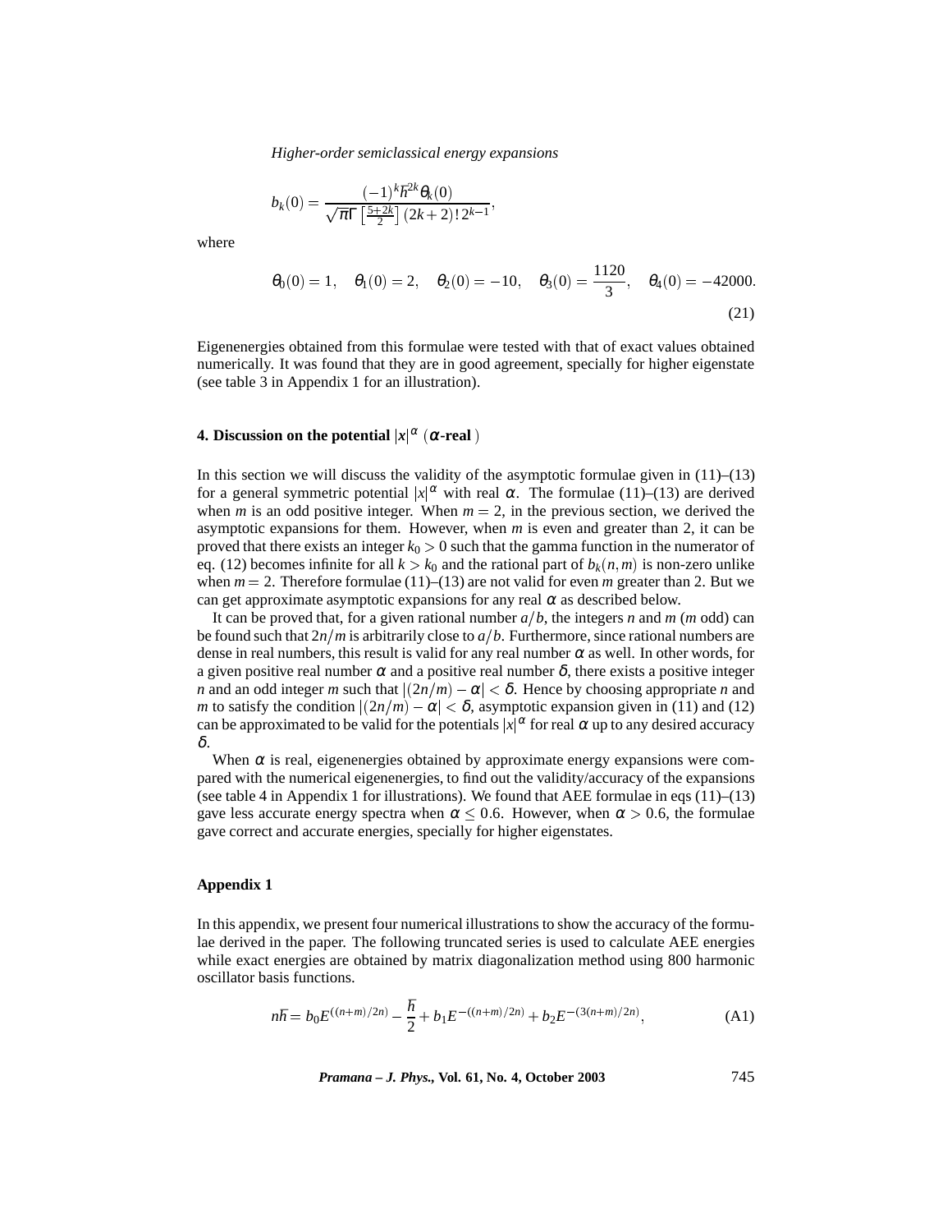$$b_k(0) = \frac{(-1)^k \hbar^{2k} \theta_k(0)}{\sqrt{\pi}\Gamma\left[\frac{5+2k}{2}\right](2k+2)!\,2^{k-1}},$$

where

$$\theta_0(0) = 1, \quad \theta_1(0) = 2, \quad \theta_2(0) = -10, \quad \theta_3(0) = \frac{1120}{3}, \quad \theta_4(0) = -42000. \tag{21}$$

Eigenenergies obtained from this formulae were tested with that of exact values obtained numerically. It was found that they are in good agreement, specially for higher eigenstate (see table 3 in Appendix 1 for an illustration).

## 4. Discussion on the potential $|x|^\alpha$ ($\alpha$-real)

In this section we will discuss the validity of the asymptotic formulae given in (11)–(13) for a general symmetric potential $|x|^\alpha$ with real $\alpha$. The formulae (11)–(13) are derived when $m$ is an odd positive integer. When $m = 2$, in the previous section, we derived the asymptotic expansions for them. However, when $m$ is even and greater than 2, it can be proved that there exists an integer $k_0 > 0$ such that the gamma function in the numerator of eq. (12) becomes infinite for all $k > k_0$ and the rational part of $b_k(n,m)$ is non-zero unlike when $m = 2$. Therefore formulae (11)–(13) are not valid for even $m$ greater than 2. But we can get approximate asymptotic expansions for any real $\alpha$ as described below.

It can be proved that, for a given rational number $a/b$, the integers $n$ and $m$ ($m$ odd) can be found such that $2n/m$ is arbitrarily close to $a/b$. Furthermore, since rational numbers are dense in real numbers, this result is valid for any real number $\alpha$ as well. In other words, for a given positive real number $\alpha$ and a positive real number $\delta$, there exists a positive integer $n$ and an odd integer $m$ such that $|(2n/m) - \alpha| < \delta$. Hence by choosing appropriate $n$ and $m$ to satisfy the condition $|(2n/m) - \alpha| < \delta$, asymptotic expansion given in (11) and (12) can be approximated to be valid for the potentials $|x|^\alpha$ for real $\alpha$ up to any desired accuracy $\delta$.

When $\alpha$ is real, eigenenergies obtained by approximate energy expansions were compared with the numerical eigenenergies, to find out the validity/accuracy of the expansions (see table 4 in Appendix 1 for illustrations). We found that AEE formulae in eqs (11)–(13) gave less accurate energy spectra when $\alpha \leq 0.6$. However, when $\alpha > 0.6$, the formulae gave correct and accurate energies, specially for higher eigenstates.

## Appendix 1

In this appendix, we present four numerical illustrations to show the accuracy of the formulae derived in the paper. The following truncated series is used to calculate AEE energies while exact energies are obtained by matrix diagonalization method using 800 harmonic oscillator basis functions.

$$n\hbar = b_0 E^{((n+m)/2n)} - \frac{\hbar}{2} + b_1 E^{-((n+m)/2n)} + b_2 E^{-(3(n+m)/2n)}, \tag{A1}$$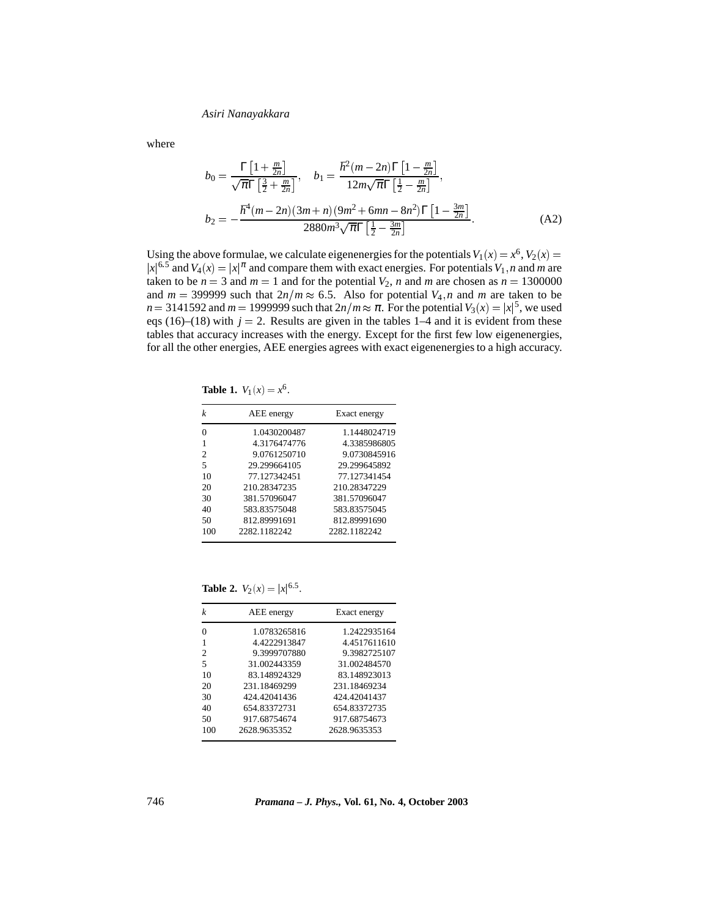where

$$b_0 = \frac{\Gamma\left[1+\frac{m}{2n}\right]}{\sqrt{\pi}\Gamma\left[\frac{3}{2}+\frac{m}{2n}\right]}, \quad b_1 = \frac{\hbar^2(m-2n)\Gamma\left[1-\frac{m}{2n}\right]}{12m\sqrt{\pi}\Gamma\left[\frac{1}{2}-\frac{m}{2n}\right]},$$

$$b_2 = -\frac{\hbar^4(m-2n)(3m+n)(9m^2+6mn-8n^2)\Gamma\left[1-\frac{3m}{2n}\right]}{2880m^3\sqrt{\pi}\Gamma\left[\frac{1}{2}-\frac{3m}{2n}\right]}. \tag{A2}$$

Using the above formulae, we calculate eigenenergies for the potentials $V_1(x) = x^6$, $V_2(x) = |x|^{6.5}$ and $V_4(x) = |x|^{\pi}$ and compare them with exact energies. For potentials $V_1$, $n$ and $m$ are taken to be $n = 3$ and $m = 1$ and for the potential $V_2$, $n$ and $m$ are chosen as $n = 1300000$ and $m = 399999$ such that $2n/m \approx 6.5$. Also for potential $V_4$, $n$ and $m$ are taken to be $n = 3141592$ and $m = 1999999$ such that $2n/m \approx \pi$. For the potential $V_3(x) = |x|^5$, we used eqs (16)–(18) with $j = 2$. Results are given in the tables 1–4 and it is evident from these tables that accuracy increases with the energy. Except for the first few low eigenenergies, for all the other energies, AEE energies agrees with exact eigenenergies to a high accuracy.

**Table 1.** $V_1(x) = x^6$.

| $k$ | AEE energy | Exact energy |
|---|---|---|
| 0 | 1.0430200487 | 1.1448024719 |
| 1 | 4.3176474776 | 4.3385986805 |
| 2 | 9.0761250710 | 9.0730845916 |
| 5 | 29.299664105 | 29.299645892 |
| 10 | 77.127342451 | 77.127341454 |
| 20 | 210.28347235 | 210.28347229 |
| 30 | 381.57096047 | 381.57096047 |
| 40 | 583.83575048 | 583.83575045 |
| 50 | 812.89991691 | 812.89991690 |
| 100 | 2282.1182242 | 2282.1182242 |

**Table 2.** $V_2(x) = |x|^{6.5}$.

| $k$ | AEE energy | Exact energy |
|---|---|---|
| 0 | 1.0783265816 | 1.2422935164 |
| 1 | 4.4222913847 | 4.4517611610 |
| 2 | 9.3999707880 | 9.3982725107 |
| 5 | 31.002443359 | 31.002484570 |
| 10 | 83.148924329 | 83.148923013 |
| 20 | 231.18469299 | 231.18469234 |
| 30 | 424.42041436 | 424.42041437 |
| 40 | 654.83372731 | 654.83372735 |
| 50 | 917.68754674 | 917.68754673 |
| 100 | 2628.9635352 | 2628.9635353 |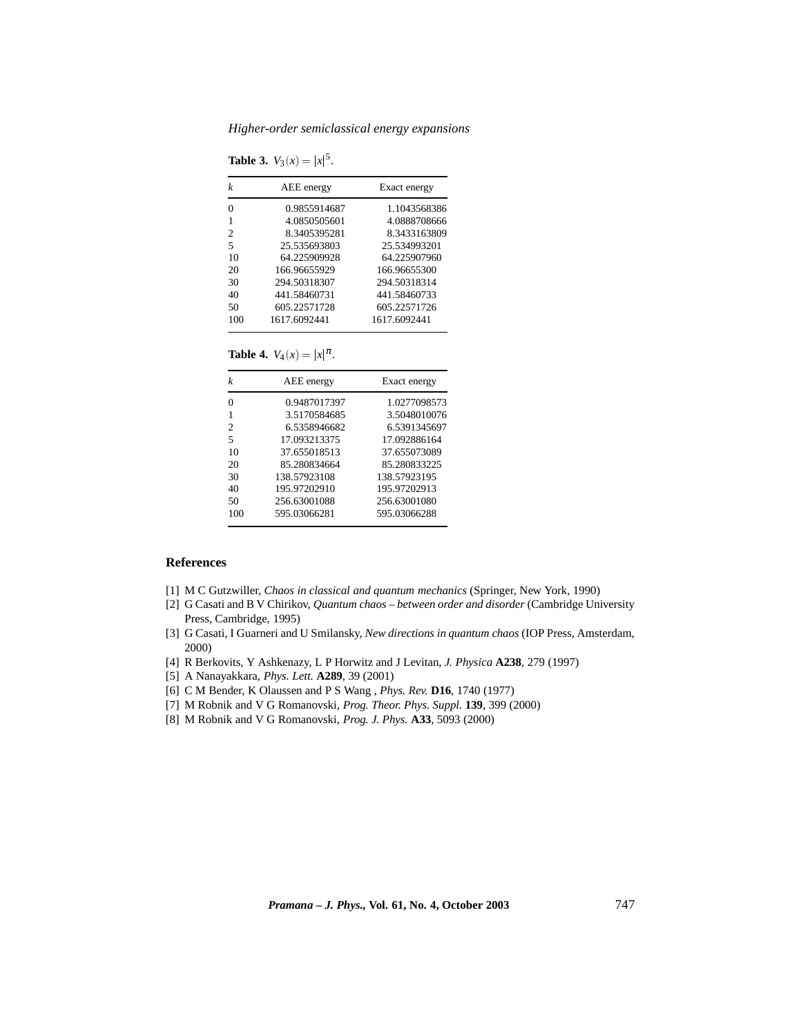**Table 3.** $V_3(x) = |x|^5$.

| $k$ | AEE energy | Exact energy |
|---|---|---|
| 0 | 0.9855914687 | 1.1043568386 |
| 1 | 4.0850505601 | 4.0888708666 |
| 2 | 8.3405395281 | 8.3433163809 |
| 5 | 25.535693803 | 25.534993201 |
| 10 | 64.225909928 | 64.225907960 |
| 20 | 166.96655929 | 166.96655300 |
| 30 | 294.50318307 | 294.50318314 |
| 40 | 441.58460731 | 441.58460733 |
| 50 | 605.22571728 | 605.22571726 |
| 100 | 1617.6092441 | 1617.6092441 |

**Table 4.** $V_4(x) = |x|^{\pi}$.

| $k$ | AEE energy | Exact energy |
|---|---|---|
| 0 | 0.9487017397 | 1.0277098573 |
| 1 | 3.5170584685 | 3.5048010076 |
| 2 | 6.5358946682 | 6.5391345697 |
| 5 | 17.093213375 | 17.092886164 |
| 10 | 37.655018513 | 37.655073089 |
| 20 | 85.280834664 | 85.280833225 |
| 30 | 138.57923108 | 138.57923195 |
| 40 | 195.97202910 | 195.97202913 |
| 50 | 256.63001088 | 256.63001080 |
| 100 | 595.03066281 | 595.03066288 |

## References

[1] M C Gutzwiller, *Chaos in classical and quantum mechanics* (Springer, New York, 1990)

[2] G Casati and B V Chirikov, *Quantum chaos – between order and disorder* (Cambridge University Press, Cambridge, 1995)

[3] G Casati, I Guarneri and U Smilansky, *New directions in quantum chaos* (IOP Press, Amsterdam, 2000)

[4] R Berkovits, Y Ashkenazy, L P Horwitz and J Levitan, *J. Physica* **A238**, 279 (1997)

[5] A Nanayakkara, *Phys. Lett.* **A289**, 39 (2001)

[6] C M Bender, K Olaussen and P S Wang , *Phys. Rev.* **D16**, 1740 (1977)

[7] M Robnik and V G Romanovski, *Prog. Theor. Phys. Suppl.* **139**, 399 (2000)

[8] M Robnik and V G Romanovski, *Prog. J. Phys.* **A33**, 5093 (2000)